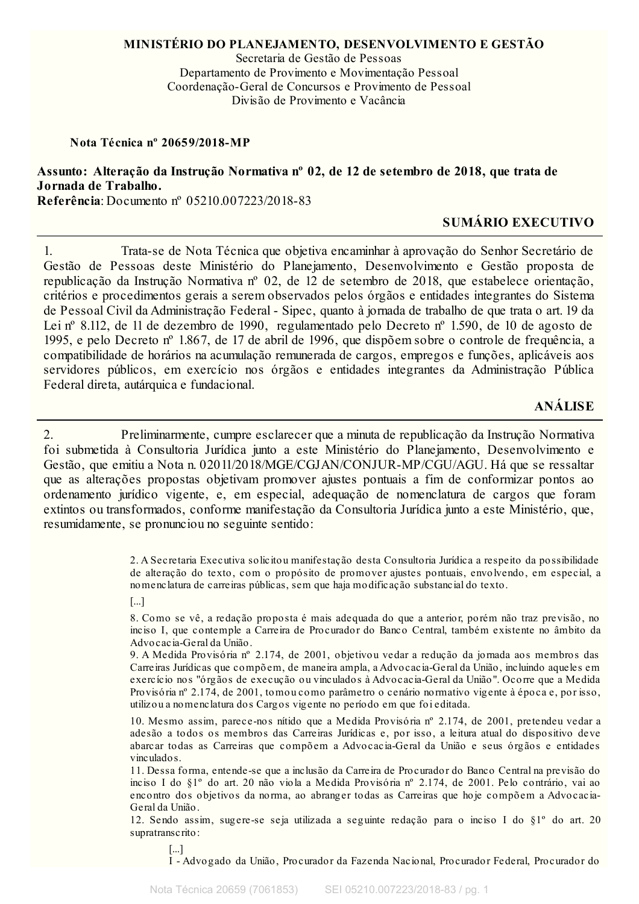**MINISTÉRIO DO PLANEJAMENTO, DESENVOLVIMENTO E GESTÃO**
Secretaria de Gestão de Pessoas
Departamento de Provimento e Movimentação Pessoal
Coordenação-Geral de Concursos e Provimento de Pessoal
Divisão de Provimento e Vacância

**Nota Técnica nº 20659/2018-MP**

**Assunto: Alteração da Instrução Normativa nº 02, de 12 de setembro de 2018, que trata de Jornada de Trabalho.**
**Referência**: Documento nº 05210.007223/2018-83

## SUMÁRIO EXECUTIVO

1. Trata-se de Nota Técnica que objetiva encaminhar à aprovação do Senhor Secretário de Gestão de Pessoas deste Ministério do Planejamento, Desenvolvimento e Gestão proposta de republicação da Instrução Normativa nº 02, de 12 de setembro de 2018, que estabelece orientação, critérios e procedimentos gerais a serem observados pelos órgãos e entidades integrantes do Sistema de Pessoal Civil da Administração Federal - Sipec, quanto à jornada de trabalho de que trata o art. 19 da Lei nº 8.112, de 11 de dezembro de 1990, regulamentado pelo Decreto nº 1.590, de 10 de agosto de 1995, e pelo Decreto nº 1.867, de 17 de abril de 1996, que dispõem sobre o controle de frequência, a compatibilidade de horários na acumulação remunerada de cargos, empregos e funções, aplicáveis aos servidores públicos, em exercício nos órgãos e entidades integrantes da Administração Pública Federal direta, autárquica e fundacional.

## ANÁLISE

2. Preliminarmente, cumpre esclarecer que a minuta de republicação da Instrução Normativa foi submetida à Consultoria Jurídica junto a este Ministério do Planejamento, Desenvolvimento e Gestão, que emitiu a Nota n. 02011/2018/MGE/CGJAN/CONJUR-MP/CGU/AGU. Há que se ressaltar que as alterações propostas objetivam promover ajustes pontuais a fim de conformizar pontos ao ordenamento jurídico vigente, e, em especial, adequação de nomenclatura de cargos que foram extintos ou transformados, conforme manifestação da Consultoria Jurídica junto a este Ministério, que, resumidamente, se pronunciou no seguinte sentido:

> 2. A Secretaria Executiva solicitou manifestação desta Consultoria Jurídica a respeito da possibilidade de alteração do texto, com o propósito de promover ajustes pontuais, envolvendo, em especial, a nomenclatura de carreiras públicas, sem que haja modificação substancial do texto.
>
> [...]
>
> 8. Como se vê, a redação proposta é mais adequada do que a anterior, porém não traz previsão, no inciso I, que contemple a Carreira de Procurador do Banco Central, também existente no âmbito da Advocacia-Geral da União.
>
> 9. A Medida Provisória nº 2.174, de 2001, objetivou vedar a redução da jornada aos membros das Carreiras Jurídicas que compõem, de maneira ampla, a Advocacia-Geral da União, incluindo aqueles em exercício nos "órgãos de execução ou vinculados à Advocacia-Geral da União". Ocorre que a Medida Provisória nº 2.174, de 2001, tomou como parâmetro o cenário normativo vigente à época e, por isso, utilizou a nomenclatura dos Cargos vigente no período em que foi editada.
>
> 10. Mesmo assim, parece-nos nítido que a Medida Provisória nº 2.174, de 2001, pretendeu vedar a adesão a todos os membros das Carreiras Jurídicas e, por isso, a leitura atual do dispositivo deve abarcar todas as Carreiras que compõem a Advocacia-Geral da União e seus órgãos e entidades vinculados.
>
> 11. Dessa forma, entende-se que a inclusão da Carreira de Procurador do Banco Central na previsão do inciso I do §1º do art. 20 não viola a Medida Provisória nº 2.174, de 2001. Pelo contrário, vai ao encontro dos objetivos da norma, ao abranger todas as Carreiras que hoje compõem a Advocacia-Geral da União.
>
> 12. Sendo assim, sugere-se seja utilizada a seguinte redação para o inciso I do §1º do art. 20 supratranscrito:
>
> > [...]
> >
> > I - Advogado da União, Procurador da Fazenda Nacional, Procurador Federal, Procurador do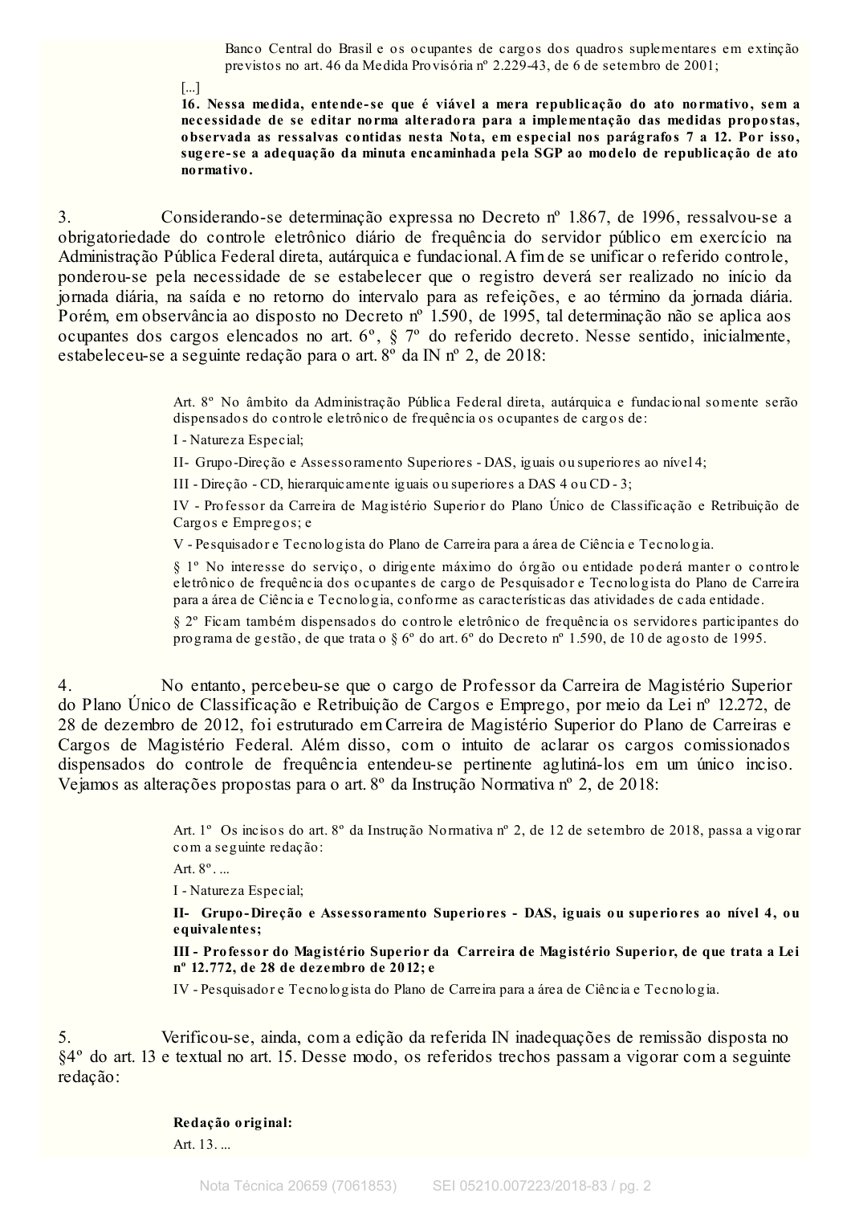> Banco Central do Brasil e os ocupantes de cargos dos quadros suplementares em extinção previstos no art. 46 da Medida Provisória nº 2.229-43, de 6 de setembro de 2001;
>
> [...]
>
> **16. Nessa medida, entende-se que é viável a mera republicação do ato normativo, sem a necessidade de se editar norma alteradora para a implementação das medidas propostas, observada as ressalvas contidas nesta Nota, em especial nos parágrafos 7 a 12. Por isso, sugere-se a adequação da minuta encaminhada pela SGP ao modelo de republicação de ato normativo.**

3. Considerando-se determinação expressa no Decreto nº 1.867, de 1996, ressalvou-se a obrigatoriedade do controle eletrônico diário de frequência do servidor público em exercício na Administração Pública Federal direta, autárquica e fundacional. A fim de se unificar o referido controle, ponderou-se pela necessidade de se estabelecer que o registro deverá ser realizado no início da jornada diária, na saída e no retorno do intervalo para as refeições, e ao término da jornada diária. Porém, em observância ao disposto no Decreto nº 1.590, de 1995, tal determinação não se aplica aos ocupantes dos cargos elencados no art. 6º, § 7º do referido decreto. Nesse sentido, inicialmente, estabeleceu-se a seguinte redação para o art. 8º da IN nº 2, de 2018:

> Art. 8º No âmbito da Administração Pública Federal direta, autárquica e fundacional somente serão dispensados do controle eletrônico de frequência os ocupantes de cargos de:
>
> I - Natureza Especial;
>
> II- Grupo-Direção e Assessoramento Superiores - DAS, iguais ou superiores ao nível 4;
>
> III - Direção - CD, hierarquicamente iguais ou superiores a DAS 4 ou CD - 3;
>
> IV - Professor da Carreira de Magistério Superior do Plano Único de Classificação e Retribuição de Cargos e Empregos; e
>
> V - Pesquisador e Tecnologista do Plano de Carreira para a área de Ciência e Tecnologia.
>
> § 1º No interesse do serviço, o dirigente máximo do órgão ou entidade poderá manter o controle eletrônico de frequência dos ocupantes de cargo de Pesquisador e Tecnologista do Plano de Carreira para a área de Ciência e Tecnologia, conforme as características das atividades de cada entidade.
>
> § 2º Ficam também dispensados do controle eletrônico de frequência os servidores participantes do programa de gestão, de que trata o § 6º do art. 6º do Decreto nº 1.590, de 10 de agosto de 1995.

4. No entanto, percebeu-se que o cargo de Professor da Carreira de Magistério Superior do Plano Único de Classificação e Retribuição de Cargos e Emprego, por meio da Lei nº 12.272, de 28 de dezembro de 2012, foi estruturado em Carreira de Magistério Superior do Plano de Carreiras e Cargos de Magistério Federal. Além disso, com o intuito de aclarar os cargos comissionados dispensados do controle de frequência entendeu-se pertinente aglutiná-los em um único inciso. Vejamos as alterações propostas para o art. 8º da Instrução Normativa nº 2, de 2018:

> Art. 1º Os incisos do art. 8º da Instrução Normativa nº 2, de 12 de setembro de 2018, passa a vigorar com a seguinte redação:
>
> Art. 8º. ...
>
> I - Natureza Especial;
>
> **II- Grupo-Direção e Assessoramento Superiores - DAS, iguais ou superiores ao nível 4, ou equivalentes;**
>
> **III - Professor do Magistério Superior da Carreira de Magistério Superior, de que trata a Lei nº 12.772, de 28 de dezembro de 2012; e**
>
> IV - Pesquisador e Tecnologista do Plano de Carreira para a área de Ciência e Tecnologia.

5. Verificou-se, ainda, com a edição da referida IN inadequações de remissão disposta no §4º do art. 13 e textual no art. 15. Desse modo, os referidos trechos passam a vigorar com a seguinte redação:

> **Redação original:**
>
> Art. 13. ...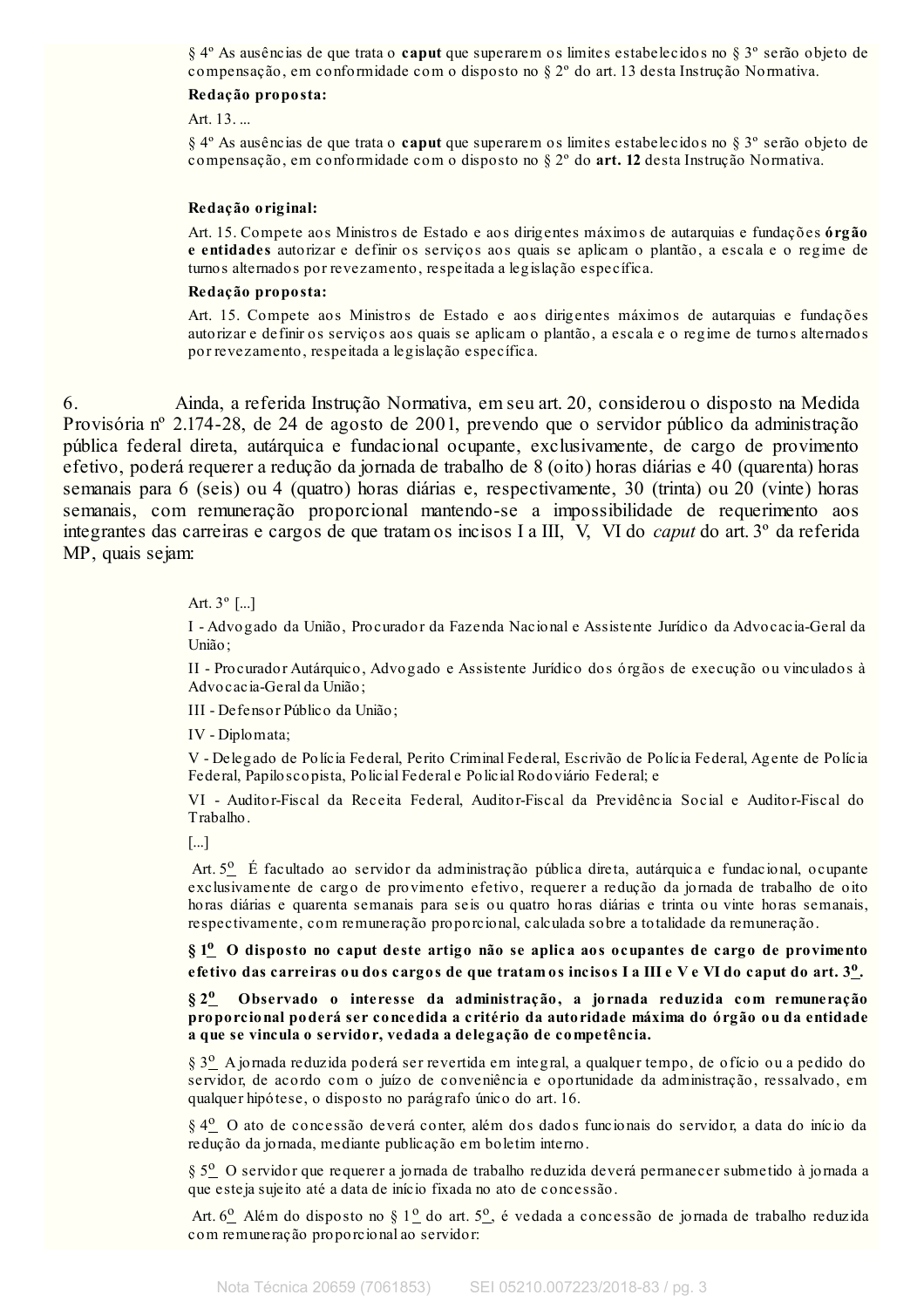§ 4º As ausências de que trata o **caput** que superarem os limites estabelecidos no § 3º serão objeto de compensação, em conformidade com o disposto no § 2º do art. 13 desta Instrução Normativa.

**Redação proposta:**

Art. 13. ...

§ 4º As ausências de que trata o **caput** que superarem os limites estabelecidos no § 3º serão objeto de compensação, em conformidade com o disposto no § 2º do **art. 12** desta Instrução Normativa.

**Redação original:**

Art. 15. Compete aos Ministros de Estado e aos dirigentes máximos de autarquias e fundações **órgão e entidades** autorizar e definir os serviços aos quais se aplicam o plantão, a escala e o regime de turnos alternados por revezamento, respeitada a legislação específica.

**Redação proposta:**

Art. 15. Compete aos Ministros de Estado e aos dirigentes máximos de autarquias e fundações autorizar e definir os serviços aos quais se aplicam o plantão, a escala e o regime de turnos alternados por revezamento, respeitada a legislação específica.

6. Ainda, a referida Instrução Normativa, em seu art. 20, considerou o disposto na Medida Provisória nº 2.174-28, de 24 de agosto de 2001, prevendo que o servidor público da administração pública federal direta, autárquica e fundacional ocupante, exclusivamente, de cargo de provimento efetivo, poderá requerer a redução da jornada de trabalho de 8 (oito) horas diárias e 40 (quarenta) horas semanais para 6 (seis) ou 4 (quatro) horas diárias e, respectivamente, 30 (trinta) ou 20 (vinte) horas semanais, com remuneração proporcional mantendo-se a impossibilidade de requerimento aos integrantes das carreiras e cargos de que tratam os incisos I a III, V, VI do *caput* do art. 3º da referida MP, quais sejam:

Art. 3º [...]

I - Advogado da União, Procurador da Fazenda Nacional e Assistente Jurídico da Advocacia-Geral da União;

II - Procurador Autárquico, Advogado e Assistente Jurídico dos órgãos de execução ou vinculados à Advocacia-Geral da União;

III - Defensor Público da União;

IV - Diplomata;

V - Delegado de Polícia Federal, Perito Criminal Federal, Escrivão de Polícia Federal, Agente de Polícia Federal, Papiloscopista, Policial Federal e Policial Rodoviário Federal; e

VI - Auditor-Fiscal da Receita Federal, Auditor-Fiscal da Previdência Social e Auditor-Fiscal do Trabalho.

[...]

Art. 5º É facultado ao servidor da administração pública direta, autárquica e fundacional, ocupante exclusivamente de cargo de provimento efetivo, requerer a redução da jornada de trabalho de oito horas diárias e quarenta semanais para seis ou quatro horas diárias e trinta ou vinte horas semanais, respectivamente, com remuneração proporcional, calculada sobre a totalidade da remuneração.

**§ 1º O disposto no caput deste artigo não se aplica aos ocupantes de cargo de provimento efetivo das carreiras ou dos cargos de que tratam os incisos I a III e V e VI do caput do art. 3º.**

**§ 2º Observado o interesse da administração, a jornada reduzida com remuneração proporcional poderá ser concedida a critério da autoridade máxima do órgão ou da entidade a que se vincula o servidor, vedada a delegação de competência.**

§ 3º A jornada reduzida poderá ser revertida em integral, a qualquer tempo, de ofício ou a pedido do servidor, de acordo com o juízo de conveniência e oportunidade da administração, ressalvado, em qualquer hipótese, o disposto no parágrafo único do art. 16.

§ 4º O ato de concessão deverá conter, além dos dados funcionais do servidor, a data do início da redução da jornada, mediante publicação em boletim interno.

§ 5º O servidor que requerer a jornada de trabalho reduzida deverá permanecer submetido à jornada a que esteja sujeito até a data de início fixada no ato de concessão.

Art. 6º Além do disposto no § 1º do art. 5º, é vedada a concessão de jornada de trabalho reduzida com remuneração proporcional ao servidor: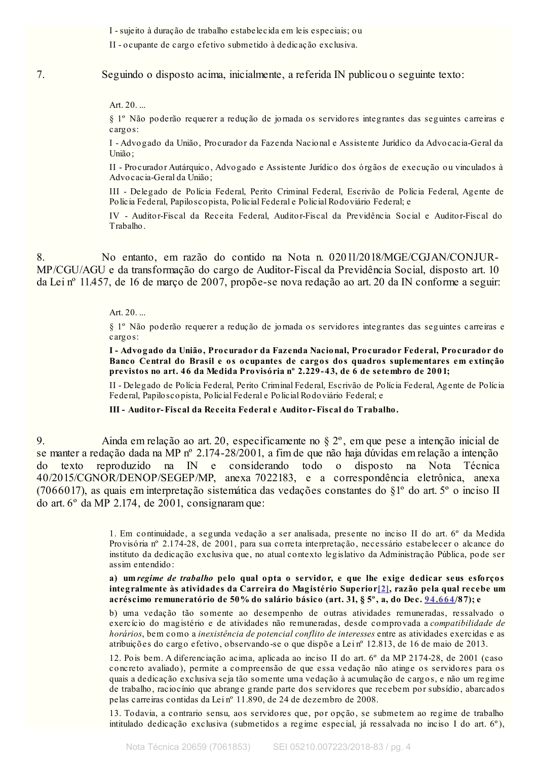I - sujeito à duração de trabalho estabelecida em leis especiais; ou

II - ocupante de cargo efetivo submetido à dedicação exclusiva.

7. Seguindo o disposto acima, inicialmente, a referida IN publicou o seguinte texto:

> Art. 20. ...
>
> § 1º Não poderão requerer a redução de jornada os servidores integrantes das seguintes carreiras e cargos:
>
> I - Advogado da União, Procurador da Fazenda Nacional e Assistente Jurídico da Advocacia-Geral da União;
>
> II - Procurador Autárquico, Advogado e Assistente Jurídico dos órgãos de execução ou vinculados à Advocacia-Geral da União;
>
> III - Delegado de Polícia Federal, Perito Criminal Federal, Escrivão de Polícia Federal, Agente de Polícia Federal, Papiloscopista, Policial Federal e Policial Rodoviário Federal; e
>
> IV - Auditor-Fiscal da Receita Federal, Auditor-Fiscal da Previdência Social e Auditor-Fiscal do Trabalho.

8. No entanto, em razão do contido na Nota n. 02011/2018/MGE/CGJAN/CONJUR-MP/CGU/AGU e da transformação do cargo de Auditor-Fiscal da Previdência Social, disposto art. 10 da Lei nº 11.457, de 16 de março de 2007, propõe-se nova redação ao art. 20 da IN conforme a seguir:

> Art. 20. ...
>
> § 1º Não poderão requerer a redução de jornada os servidores integrantes das seguintes carreiras e cargos:
>
> **I - Advogado da União, Procurador da Fazenda Nacional, Procurador Federal, Procurador do Banco Central do Brasil e os ocupantes de cargos dos quadros suplementares em extinção previstos no art. 46 da Medida Provisória nº 2.229-43, de 6 de setembro de 2001;**
>
> II - Delegado de Polícia Federal, Perito Criminal Federal, Escrivão de Polícia Federal, Agente de Polícia Federal, Papiloscopista, Policial Federal e Policial Rodoviário Federal; e
>
> **III - Auditor-Fiscal da Receita Federal e Auditor-Fiscal do Trabalho.**

9. Ainda em relação ao art. 20, especificamente no § 2º, em que pese a intenção inicial de se manter a redação dada na MP nº 2.174-28/2001, a fim de que não haja dúvidas em relação a intenção do texto reproduzido na IN e considerando todo o disposto na Nota Técnica 40/2015/CGNOR/DENOP/SEGEP/MP, anexa 7022183, e a correspondência eletrônica, anexa (7066017), as quais em interpretação sistemática das vedações constantes do §1º do art. 5º o inciso II do art. 6º da MP 2.174, de 2001, consignaram que:

> 1. Em continuidade, a segunda vedação a ser analisada, presente no inciso II do art. 6º da Medida Provisória nº 2.174-28, de 2001, para sua correta interpretação, necessário estabelecer o alcance do instituto da dedicação exclusiva que, no atual contexto legislativo da Administração Pública, pode ser assim entendido:
>
> **a) um *regime de trabalho* pelo qual opta o servidor, e que lhe exige dedicar seus esforços integralmente às atividades da Carreira do Magistério Superior[2], razão pela qual recebe um acréscimo remuneratório de 50% do salário básico (art. 31, § 5º, a, do Dec. 94.664/87); e**
>
> b) uma vedação tão somente ao desempenho de outras atividades remuneradas, ressalvado o exercício do magistério e de atividades não remuneradas, desde comprovada a *compatibilidade de horários*, bem como a *inexistência de potencial conflito de interesses* entre as atividades exercidas e as atribuições do cargo efetivo, observando-se o que dispõe a Lei nº 12.813, de 16 de maio de 2013.
>
> 12. Pois bem. A diferenciação acima, aplicada ao inciso II do art. 6º da MP 2174-28, de 2001 (caso concreto avaliado), permite a compreensão de que essa vedação não atinge os servidores para os quais a dedicação exclusiva seja tão somente uma vedação à acumulação de cargos, e não um regime de trabalho, raciocínio que abrange grande parte dos servidores que recebem por subsídio, abarcados pelas carreiras contidas da Lei nº 11.890, de 24 de dezembro de 2008.
>
> 13. Todavia, a contrario sensu, aos servidores que, por opção, se submetem ao regime de trabalho intitulado dedicação exclusiva (submetidos a regime especial, já ressalvada no inciso I do art. 6º),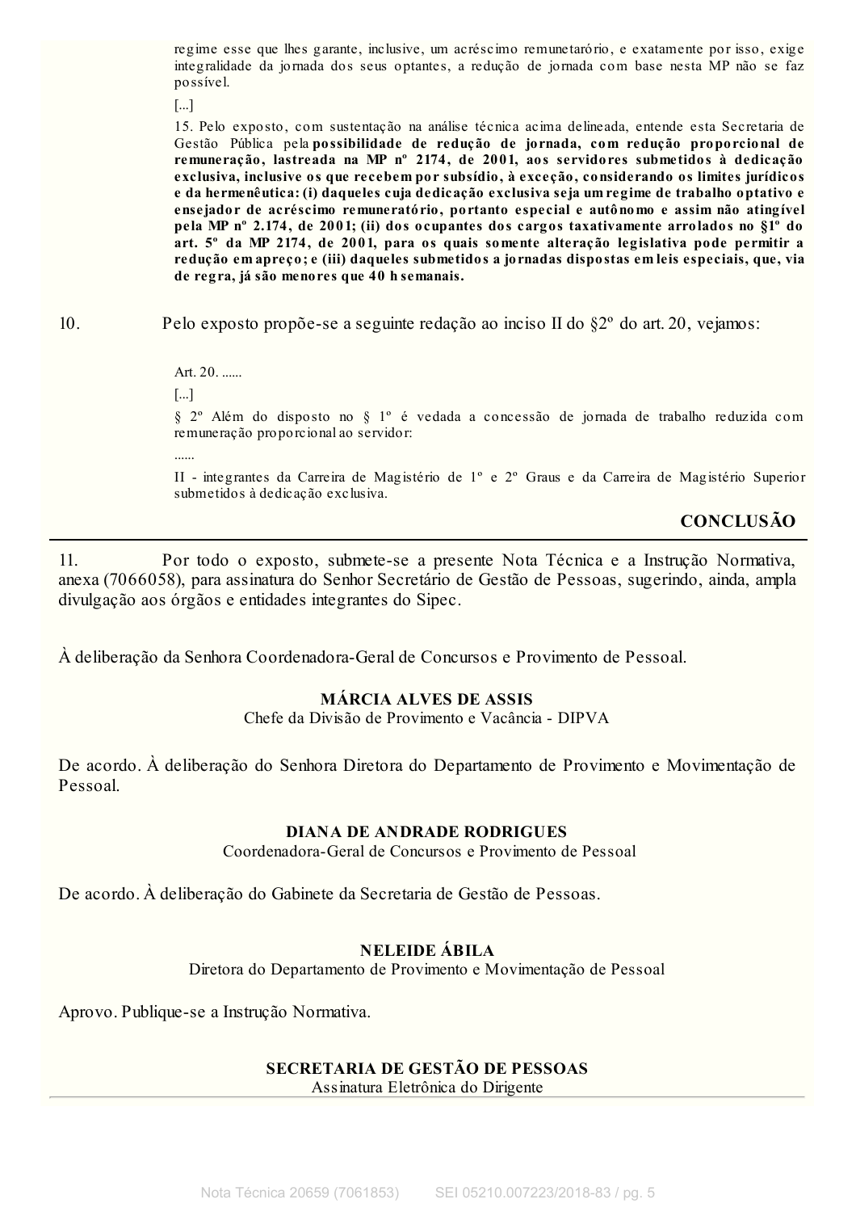> regime esse que lhes garante, inclusive, um acréscimo remunetarório, e exatamente por isso, exige integralidade da jornada dos seus optantes, a redução de jornada com base nesta MP não se faz possível.
>
> [...]
>
> 15. Pelo exposto, com sustentação na análise técnica acima delineada, entende esta Secretaria de Gestão Pública pela **possibilidade de redução de jornada, com redução proporcional de remuneração, lastreada na MP nº 2174, de 2001, aos servidores submetidos à dedicação exclusiva, inclusive os que recebem por subsídio, à exceção, considerando os limites jurídicos e da hermenêutica: (i) daqueles cuja dedicação exclusiva seja um regime de trabalho optativo e ensejador de acréscimo remuneratório, portanto especial e autônomo e assim não atingível pela MP nº 2.174, de 2001; (ii) dos ocupantes dos cargos taxativamente arrolados no §1º do art. 5º da MP 2174, de 2001, para os quais somente alteração legislativa pode permitir a redução em apreço; e (iii) daqueles submetidos a jornadas dispostas em leis especiais, que, via de regra, já são menores que 40 h semanais.**

10. Pelo exposto propõe-se a seguinte redação ao inciso II do §2º do art. 20, vejamos:

> Art. 20. ......
>
> [...]
>
> § 2º Além do disposto no § 1º é vedada a concessão de jornada de trabalho reduzida com remuneração proporcional ao servidor:
>
> ......
>
> II - integrantes da Carreira de Magistério de 1º e 2º Graus e da Carreira de Magistério Superior submetidos à dedicação exclusiva.

## CONCLUSÃO

11. Por todo o exposto, submete-se a presente Nota Técnica e a Instrução Normativa, anexa (7066058), para assinatura do Senhor Secretário de Gestão de Pessoas, sugerindo, ainda, ampla divulgação aos órgãos e entidades integrantes do Sipec.

À deliberação da Senhora Coordenadora-Geral de Concursos e Provimento de Pessoal.

**MÁRCIA ALVES DE ASSIS**
Chefe da Divisão de Provimento e Vacância - DIPVA

De acordo. À deliberação do Senhora Diretora do Departamento de Provimento e Movimentação de Pessoal.

**DIANA DE ANDRADE RODRIGUES**
Coordenadora-Geral de Concursos e Provimento de Pessoal

De acordo. À deliberação do Gabinete da Secretaria de Gestão de Pessoas.

**NELEIDE ÁBILA**
Diretora do Departamento de Provimento e Movimentação de Pessoal

Aprovo. Publique-se a Instrução Normativa.

**SECRETARIA DE GESTÃO DE PESSOAS**
Assinatura Eletrônica do Dirigente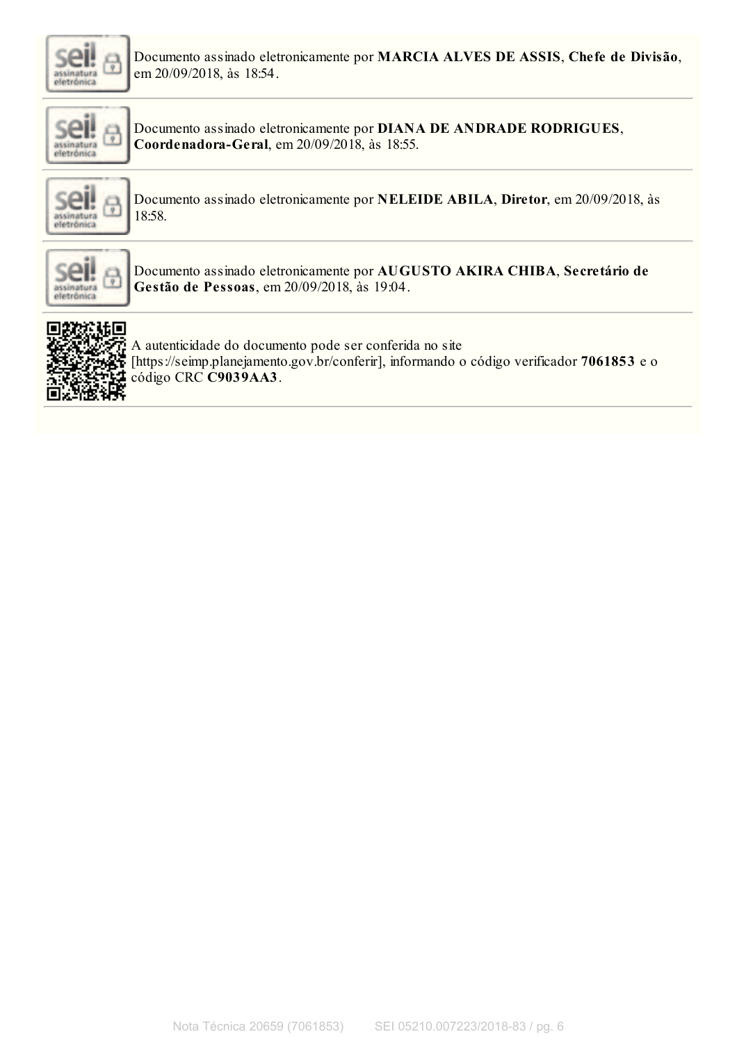Documento assinado eletronicamente por **MARCIA ALVES DE ASSIS**, **Chefe de Divisão**, em 20/09/2018, às 18:54.

Documento assinado eletronicamente por **DIANA DE ANDRADE RODRIGUES**, **Coordenadora-Geral**, em 20/09/2018, às 18:55.

Documento assinado eletronicamente por **NELEIDE ABILA**, **Diretor**, em 20/09/2018, às 18:58.

Documento assinado eletronicamente por **AUGUSTO AKIRA CHIBA**, **Secretário de Gestão de Pessoas**, em 20/09/2018, às 19:04.

A autenticidade do documento pode ser conferida no site [https://seimp.planejamento.gov.br/conferir], informando o código verificador **7061853** e o código CRC **C9039AA3**.